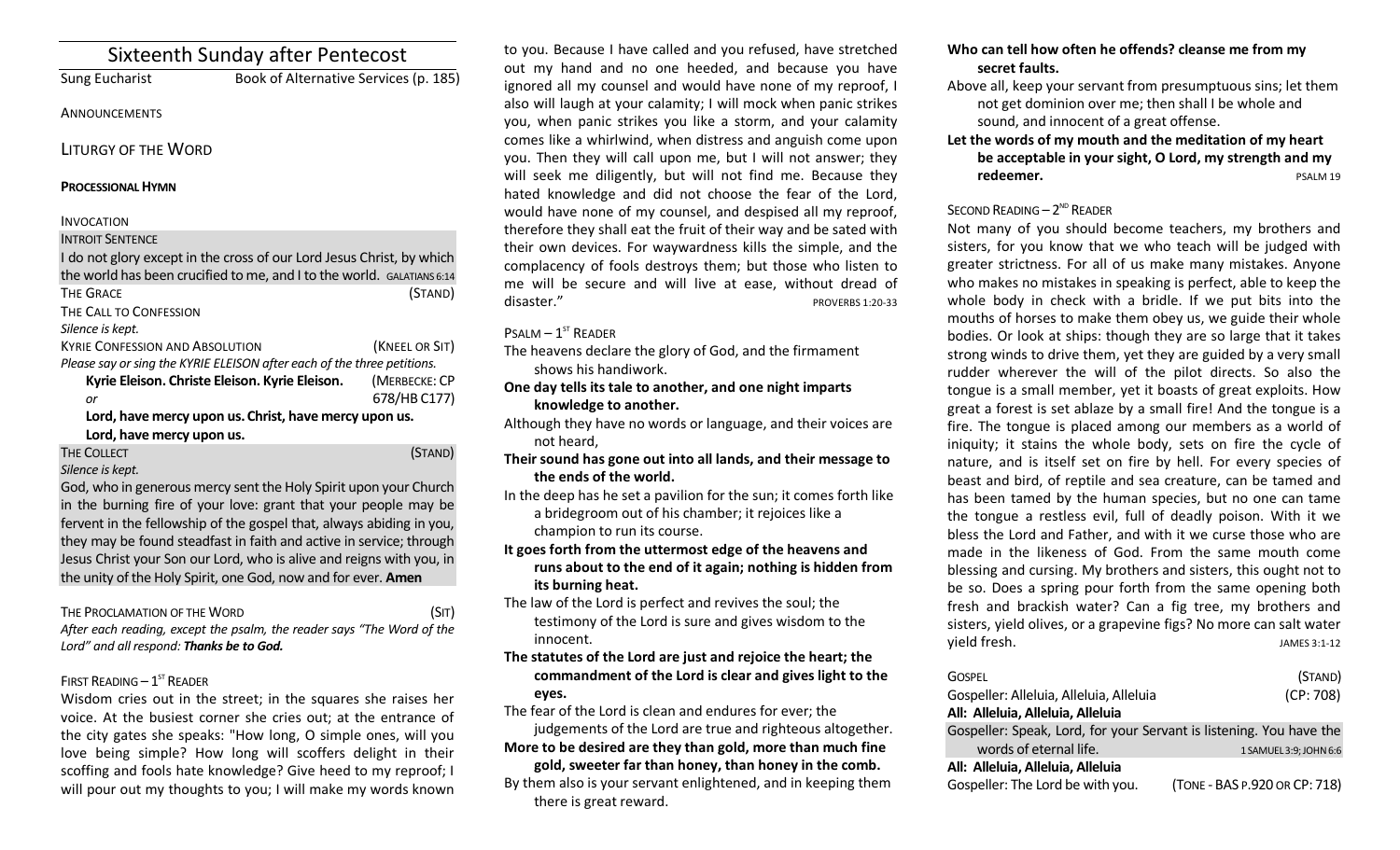# Sixteenth Sunday after Pentecost

Sung Eucharist — Book of Alternative Services (p. 185)

ANNOUNCEMENTS

## LITURGY OF THE WORD

**PROCESSIONAL HYMN**

INVOCATION

INTROIT SENTENCE

I do not glory except in the cross of our Lord Jesus Christ, by which the world has been crucified to me, and I to the world. GALATIANS 6:14

THE GRACE (STAND)

THE CALL TO CONFESSION

*Silence is kept.*

KYRIE CONFESSION AND ABSOLUTION (KNEEL OR SIT)

*Please say or sing the KYRIE ELEISON after each of the three petitions.*

**Kyrie Eleison. Christe Eleison. Kyrie Eleison.** (MERBECKE: CP 678/HB C177)

*or*

**Lord, have mercy upon us. Christ, have mercy upon us. Lord, have mercy upon us.**

THE COLLECT (STAND)

*Silence is kept.*

God, who in generous mercy sent the Holy Spirit upon your Church in the burning fire of your love: grant that your people may be fervent in the fellowship of the gospel that, always abiding in you, they may be found steadfast in faith and active in service; through Jesus Christ your Son our Lord, who is alive and reigns with you, in the unity of the Holy Spirit, one God, now and for ever. **Amen**

THE PROCLAMATION OF THE WORD (SIT)

*After each reading, except the psalm, the reader says "The Word of the Lord" and all respond: **Thanks be to God.***

FIRST READING – 1ST READER

Wisdom cries out in the street; in the squares she raises her voice. At the busiest corner she cries out; at the entrance of the city gates she speaks: "How long, O simple ones, will you love being simple? How long will scoffers delight in their scoffing and fools hate knowledge? Give heed to my reproof; I will pour out my thoughts to you; I will make my words known to you. Because I have called and you refused, have stretched out my hand and no one heeded, and because you have ignored all my counsel and would have none of my reproof, I also will laugh at your calamity; I will mock when panic strikes you, when panic strikes you like a storm, and your calamity comes like a whirlwind, when distress and anguish come upon you. Then they will call upon me, but I will not answer; they will seek me diligently, but will not find me. Because they hated knowledge and did not choose the fear of the Lord, would have none of my counsel, and despised all my reproof, therefore they shall eat the fruit of their way and be sated with their own devices. For waywardness kills the simple, and the complacency of fools destroys them; but those who listen to me will be secure and will live at ease, without dread of disaster." PROVERBS 1:20-33

PSALM – 1ST READER

The heavens declare the glory of God, and the firmament shows his handiwork.

**One day tells its tale to another, and one night imparts knowledge to another.**

Although they have no words or language, and their voices are not heard,

**Their sound has gone out into all lands, and their message to the ends of the world.**

In the deep has he set a pavilion for the sun; it comes forth like a bridegroom out of his chamber; it rejoices like a champion to run its course.

**It goes forth from the uttermost edge of the heavens and runs about to the end of it again; nothing is hidden from its burning heat.**

The law of the Lord is perfect and revives the soul; the testimony of the Lord is sure and gives wisdom to the innocent.

**The statutes of the Lord are just and rejoice the heart; the commandment of the Lord is clear and gives light to the eyes.**

The fear of the Lord is clean and endures for ever; the judgements of the Lord are true and righteous altogether.

**More to be desired are they than gold, more than much fine gold, sweeter far than honey, than honey in the comb.**

By them also is your servant enlightened, and in keeping them there is great reward.

**Who can tell how often he offends? cleanse me from my secret faults.**

Above all, keep your servant from presumptuous sins; let them not get dominion over me; then shall I be whole and sound, and innocent of a great offense.

**Let the words of my mouth and the meditation of my heart be acceptable in your sight, O Lord, my strength and my redeemer.** PSALM 19

SECOND READING – 2ND READER

Not many of you should become teachers, my brothers and sisters, for you know that we who teach will be judged with greater strictness. For all of us make many mistakes. Anyone who makes no mistakes in speaking is perfect, able to keep the whole body in check with a bridle. If we put bits into the mouths of horses to make them obey us, we guide their whole bodies. Or look at ships: though they are so large that it takes strong winds to drive them, yet they are guided by a very small rudder wherever the will of the pilot directs. So also the tongue is a small member, yet it boasts of great exploits. How great a forest is set ablaze by a small fire! And the tongue is a fire. The tongue is placed among our members as a world of iniquity; it stains the whole body, sets on fire the cycle of nature, and is itself set on fire by hell. For every species of beast and bird, of reptile and sea creature, can be tamed and has been tamed by the human species, but no one can tame the tongue a restless evil, full of deadly poison. With it we bless the Lord and Father, and with it we curse those who are made in the likeness of God. From the same mouth come blessing and cursing. My brothers and sisters, this ought not to be so. Does a spring pour forth from the same opening both fresh and brackish water? Can a fig tree, my brothers and sisters, yield olives, or a grapevine figs? No more can salt water yield fresh. JAMES 3:1-12

GOSPEL (STAND)

Gospeller: Alleluia, Alleluia, Alleluia (CP: 708)

**All: Alleluia, Alleluia, Alleluia**

Gospeller: Speak, Lord, for your Servant is listening. You have the words of eternal life. 1 SAMUEL 3:9; JOHN 6:6

**All: Alleluia, Alleluia, Alleluia**

Gospeller: The Lord be with you. (TONE - BAS P.920 OR CP: 718)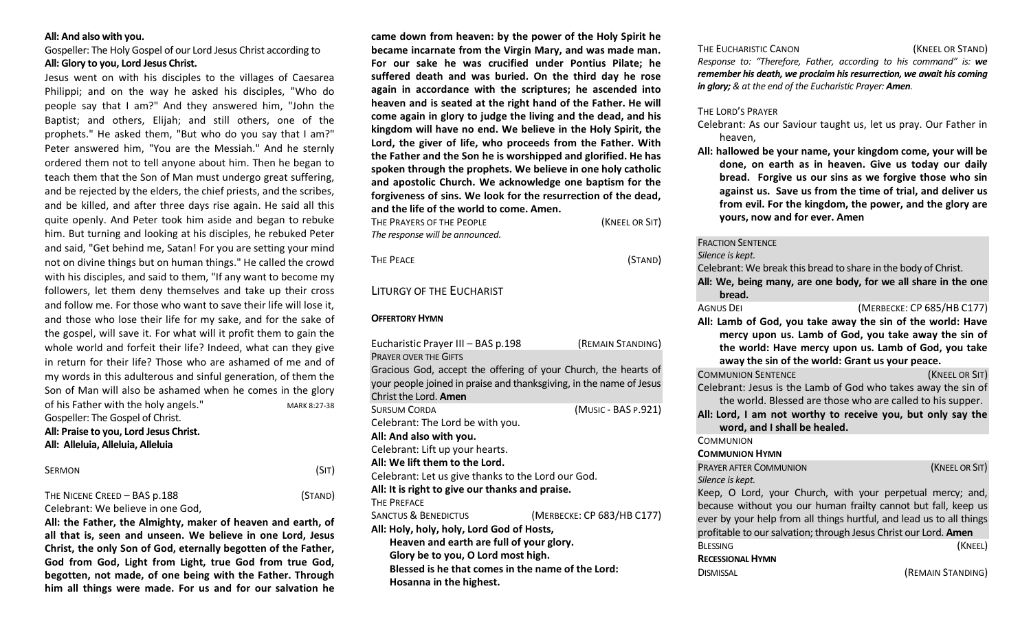**All: And also with you.**

Gospeller: The Holy Gospel of our Lord Jesus Christ according to
**All: Glory to you, Lord Jesus Christ.**

Jesus went on with his disciples to the villages of Caesarea Philippi; and on the way he asked his disciples, "Who do people say that I am?" And they answered him, "John the Baptist; and others, Elijah; and still others, one of the prophets." He asked them, "But who do you say that I am?" Peter answered him, "You are the Messiah." And he sternly ordered them not to tell anyone about him. Then he began to teach them that the Son of Man must undergo great suffering, and be rejected by the elders, the chief priests, and the scribes, and be killed, and after three days rise again. He said all this quite openly. And Peter took him aside and began to rebuke him. But turning and looking at his disciples, he rebuked Peter and said, "Get behind me, Satan! For you are setting your mind not on divine things but on human things." He called the crowd with his disciples, and said to them, "If any want to become my followers, let them deny themselves and take up their cross and follow me. For those who want to save their life will lose it, and those who lose their life for my sake, and for the sake of the gospel, will save it. For what will it profit them to gain the whole world and forfeit their life? Indeed, what can they give in return for their life? Those who are ashamed of me and of my words in this adulterous and sinful generation, of them the Son of Man will also be ashamed when he comes in the glory of his Father with the holy angels." MARK 8:27-38

Gospeller: The Gospel of Christ.
**All: Praise to you, Lord Jesus Christ.**
**All: Alleluia, Alleluia, Alleluia**

SERMON (SIT)

THE NICENE CREED – BAS p.188 (STAND)

Celebrant: We believe in one God,

**All: the Father, the Almighty, maker of heaven and earth, of all that is, seen and unseen. We believe in one Lord, Jesus Christ, the only Son of God, eternally begotten of the Father, God from God, Light from Light, true God from true God, begotten, not made, of one being with the Father. Through him all things were made. For us and for our salvation he came down from heaven: by the power of the Holy Spirit he became incarnate from the Virgin Mary, and was made man. For our sake he was crucified under Pontius Pilate; he suffered death and was buried. On the third day he rose again in accordance with the scriptures; he ascended into heaven and is seated at the right hand of the Father. He will come again in glory to judge the living and the dead, and his kingdom will have no end. We believe in the Holy Spirit, the Lord, the giver of life, who proceeds from the Father. With the Father and the Son he is worshipped and glorified. He has spoken through the prophets. We believe in one holy catholic and apostolic Church. We acknowledge one baptism for the forgiveness of sins. We look for the resurrection of the dead, and the life of the world to come. Amen.**

THE PRAYERS OF THE PEOPLE (KNEEL OR SIT)
*The response will be announced.*

THE PEACE (STAND)

## LITURGY OF THE EUCHARIST

**OFFERTORY HYMN**

Eucharistic Prayer III – BAS p.198 (REMAIN STANDING)

PRAYER OVER THE GIFTS

Gracious God, accept the offering of your Church, the hearts of your people joined in praise and thanksgiving, in the name of Jesus Christ the Lord. **Amen**

SURSUM CORDA (MUSIC - BAS P.921)

Celebrant: The Lord be with you.
**All: And also with you.**
Celebrant: Lift up your hearts.
**All: We lift them to the Lord.**
Celebrant: Let us give thanks to the Lord our God.
**All: It is right to give our thanks and praise.**

THE PREFACE

SANCTUS & BENEDICTUS (MERBECKE: CP 683/HB C177)

**All: Holy, holy, holy, Lord God of Hosts,**
**Heaven and earth are full of your glory.**
**Glory be to you, O Lord most high.**
**Blessed is he that comes in the name of the Lord:**
**Hosanna in the highest.**

THE EUCHARISTIC CANON (KNEEL OR STAND)

*Response to: "Therefore, Father, according to his command" is:* ***we remember his death, we proclaim his resurrection, we await his coming in glory;*** *& at the end of the Eucharistic Prayer:* ***Amen****.*

THE LORD'S PRAYER

Celebrant: As our Saviour taught us, let us pray. Our Father in heaven,

**All: hallowed be your name, your kingdom come, your will be done, on earth as in heaven. Give us today our daily bread. Forgive us our sins as we forgive those who sin against us. Save us from the time of trial, and deliver us from evil. For the kingdom, the power, and the glory are yours, now and for ever. Amen**

FRACTION SENTENCE

*Silence is kept.*

Celebrant: We break this bread to share in the body of Christ.
**All: We, being many, are one body, for we all share in the one bread.**

AGNUS DEI (MERBECKE: CP 685/HB C177)

**All: Lamb of God, you take away the sin of the world: Have mercy upon us. Lamb of God, you take away the sin of the world: Have mercy upon us. Lamb of God, you take away the sin of the world: Grant us your peace.**

COMMUNION SENTENCE (KNEEL OR SIT)

Celebrant: Jesus is the Lamb of God who takes away the sin of the world. Blessed are those who are called to his supper.
**All: Lord, I am not worthy to receive you, but only say the word, and I shall be healed.**

COMMUNION

**COMMUNION HYMN**

PRAYER AFTER COMMUNION (KNEEL OR SIT)

*Silence is kept.*

Keep, O Lord, your Church, with your perpetual mercy; and, because without you our human frailty cannot but fall, keep us ever by your help from all things hurtful, and lead us to all things profitable to our salvation; through Jesus Christ our Lord. **Amen**

BLESSING (KNEEL)

**RECESSIONAL HYMN**

DISMISSAL (REMAIN STANDING)